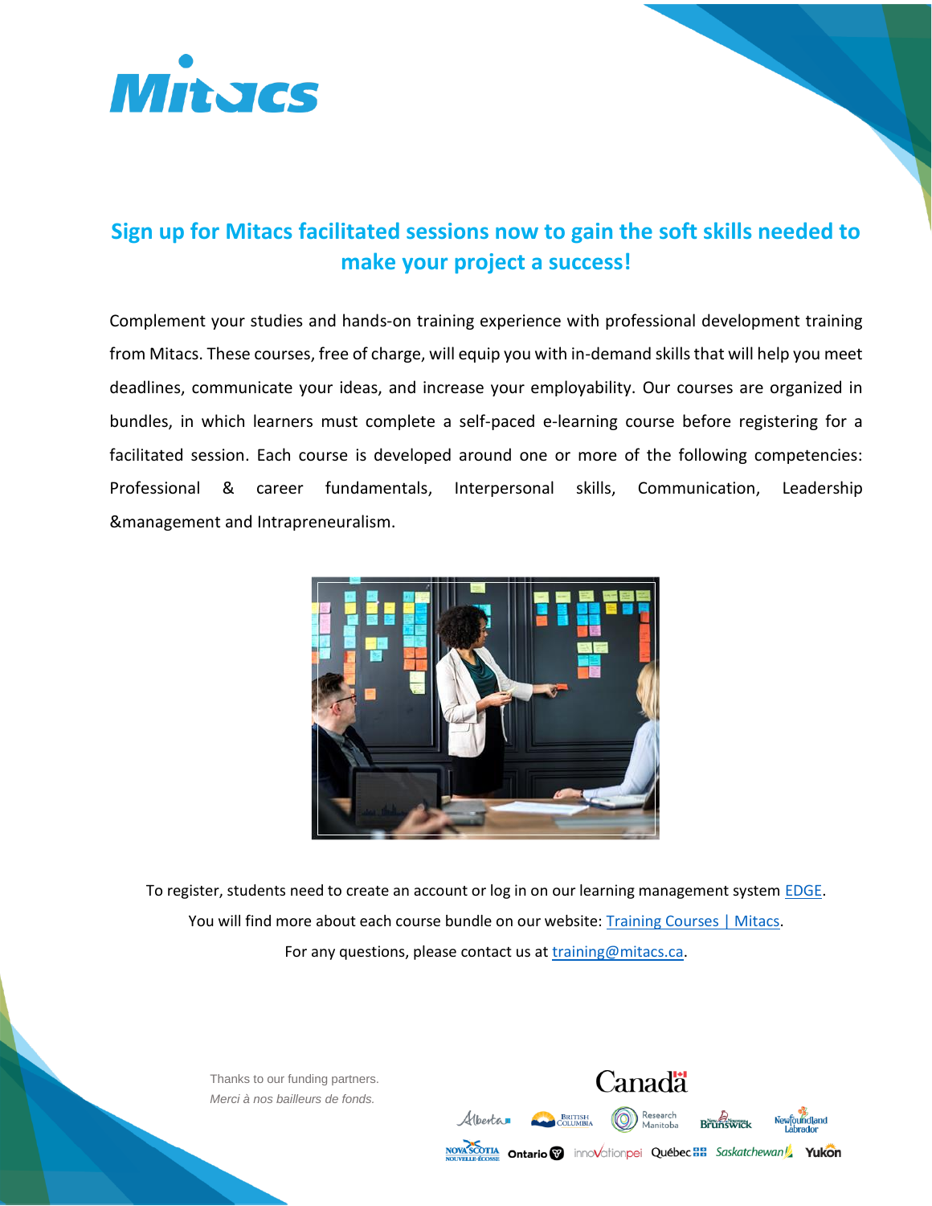## Sign up for Mitacs facilitated sessions now to gain the soft skills needed to make your project a success!

Complement your studies and hands-on training experience with professional development training from Mitacs. These courses, free of charge, will equip you with in-demand skills that will help you meet deadlines, communicate your ideas, and increase your employability. Our courses are organized in bundles, in which learners must complete a self-paced e-learning course before registering for a facilitated session. Each course is developed around one or more of the following competencies: Professional & career fundamentals, Interpersonal skills, Communication, Leadership &management and Intrapreneuralism.

To register, students need to create an account or log in on our learning management system EDGE.

You will find more about each course bundle on our website: Training Courses | Mitacs.

For any questions, please contact us at training@mitacs.ca.

Thanks to our funding partners.

*Merci à nos bailleurs de fonds.*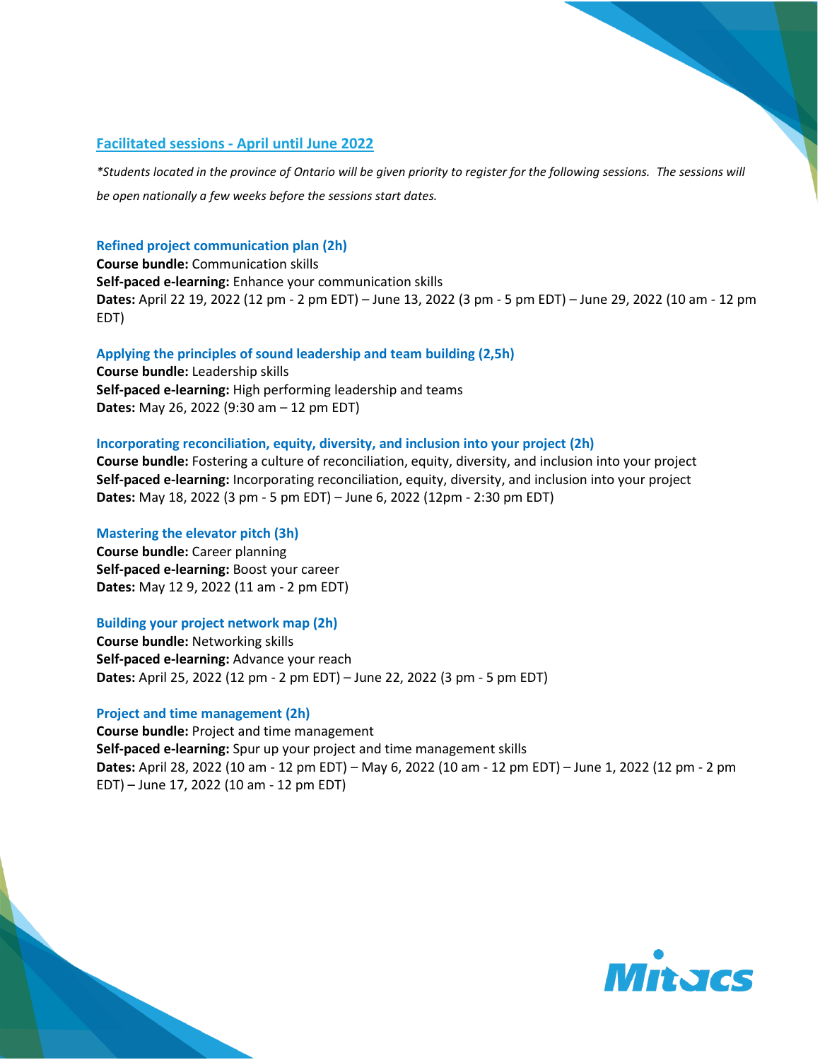## Facilitated sessions - April until June 2022

*\*Students located in the province of Ontario will be given priority to register for the following sessions. The sessions will be open nationally a few weeks before the sessions start dates.*

### Refined project communication plan (2h)

**Course bundle:** Communication skills
**Self-paced e-learning:** Enhance your communication skills
**Dates:** April 22 19, 2022 (12 pm - 2 pm EDT) – June 13, 2022 (3 pm - 5 pm EDT) – June 29, 2022 (10 am - 12 pm EDT)

### Applying the principles of sound leadership and team building (2,5h)

**Course bundle:** Leadership skills
**Self-paced e-learning:** High performing leadership and teams
**Dates:** May 26, 2022 (9:30 am – 12 pm EDT)

### Incorporating reconciliation, equity, diversity, and inclusion into your project (2h)

**Course bundle:** Fostering a culture of reconciliation, equity, diversity, and inclusion into your project
**Self-paced e-learning:** Incorporating reconciliation, equity, diversity, and inclusion into your project
**Dates:** May 18, 2022 (3 pm - 5 pm EDT) – June 6, 2022 (12pm - 2:30 pm EDT)

### Mastering the elevator pitch (3h)

**Course bundle:** Career planning
**Self-paced e-learning:** Boost your career
**Dates:** May 12 9, 2022 (11 am - 2 pm EDT)

### Building your project network map (2h)

**Course bundle:** Networking skills
**Self-paced e-learning:** Advance your reach
**Dates:** April 25, 2022 (12 pm - 2 pm EDT) – June 22, 2022 (3 pm - 5 pm EDT)

### Project and time management (2h)

**Course bundle:** Project and time management
**Self-paced e-learning:** Spur up your project and time management skills
**Dates:** April 28, 2022 (10 am - 12 pm EDT) – May 6, 2022 (10 am - 12 pm EDT) – June 1, 2022 (12 pm - 2 pm EDT) – June 17, 2022 (10 am - 12 pm EDT)